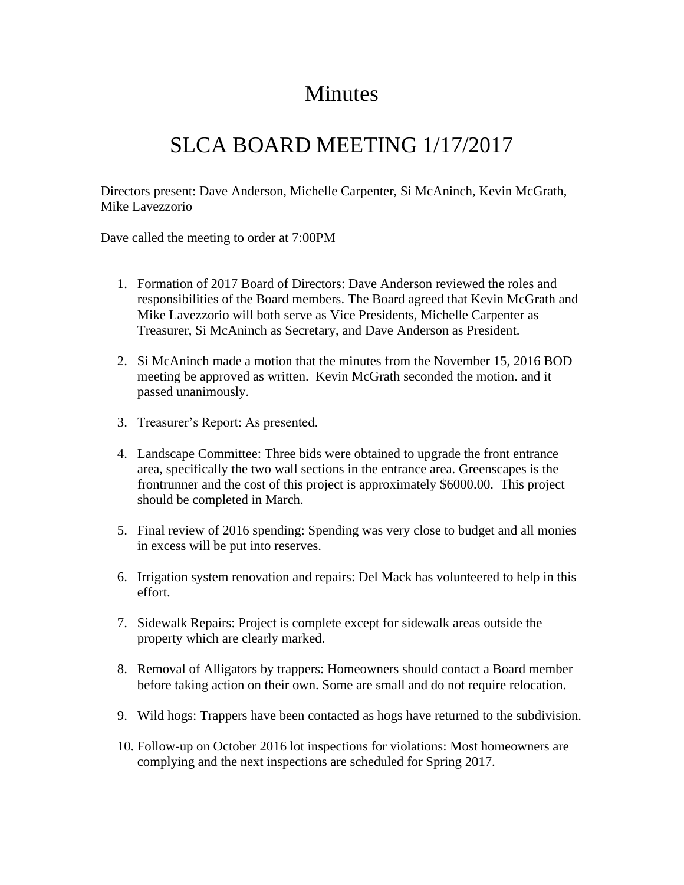# Minutes

# SLCA BOARD MEETING 1/17/2017

Directors present: Dave Anderson, Michelle Carpenter, Si McAninch, Kevin McGrath, Mike Lavezzorio

Dave called the meeting to order at 7:00PM

1. Formation of 2017 Board of Directors: Dave Anderson reviewed the roles and responsibilities of the Board members. The Board agreed that Kevin McGrath and Mike Lavezzorio will both serve as Vice Presidents, Michelle Carpenter as Treasurer, Si McAninch as Secretary, and Dave Anderson as President.

2. Si McAninch made a motion that the minutes from the November 15, 2016 BOD meeting be approved as written. Kevin McGrath seconded the motion. and it passed unanimously.

3. Treasurer's Report: As presented.

4. Landscape Committee: Three bids were obtained to upgrade the front entrance area, specifically the two wall sections in the entrance area. Greenscapes is the frontrunner and the cost of this project is approximately $6000.00. This project should be completed in March.

5. Final review of 2016 spending: Spending was very close to budget and all monies in excess will be put into reserves.

6. Irrigation system renovation and repairs: Del Mack has volunteered to help in this effort.

7. Sidewalk Repairs: Project is complete except for sidewalk areas outside the property which are clearly marked.

8. Removal of Alligators by trappers: Homeowners should contact a Board member before taking action on their own. Some are small and do not require relocation.

9. Wild hogs: Trappers have been contacted as hogs have returned to the subdivision.

10. Follow-up on October 2016 lot inspections for violations: Most homeowners are complying and the next inspections are scheduled for Spring 2017.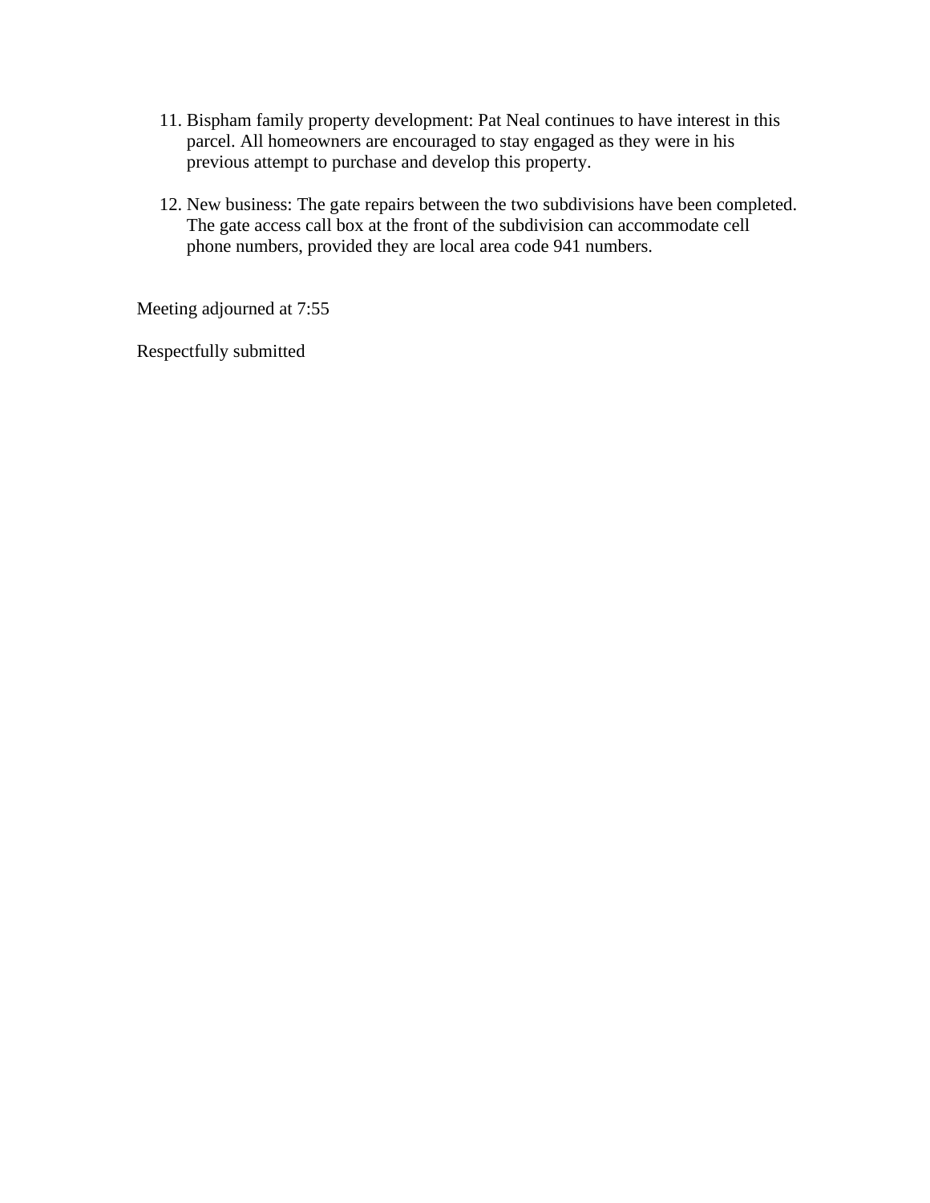11. Bispham family property development: Pat Neal continues to have interest in this parcel. All homeowners are encouraged to stay engaged as they were in his previous attempt to purchase and develop this property.

12. New business: The gate repairs between the two subdivisions have been completed. The gate access call box at the front of the subdivision can accommodate cell phone numbers, provided they are local area code 941 numbers.

Meeting adjourned at 7:55

Respectfully submitted